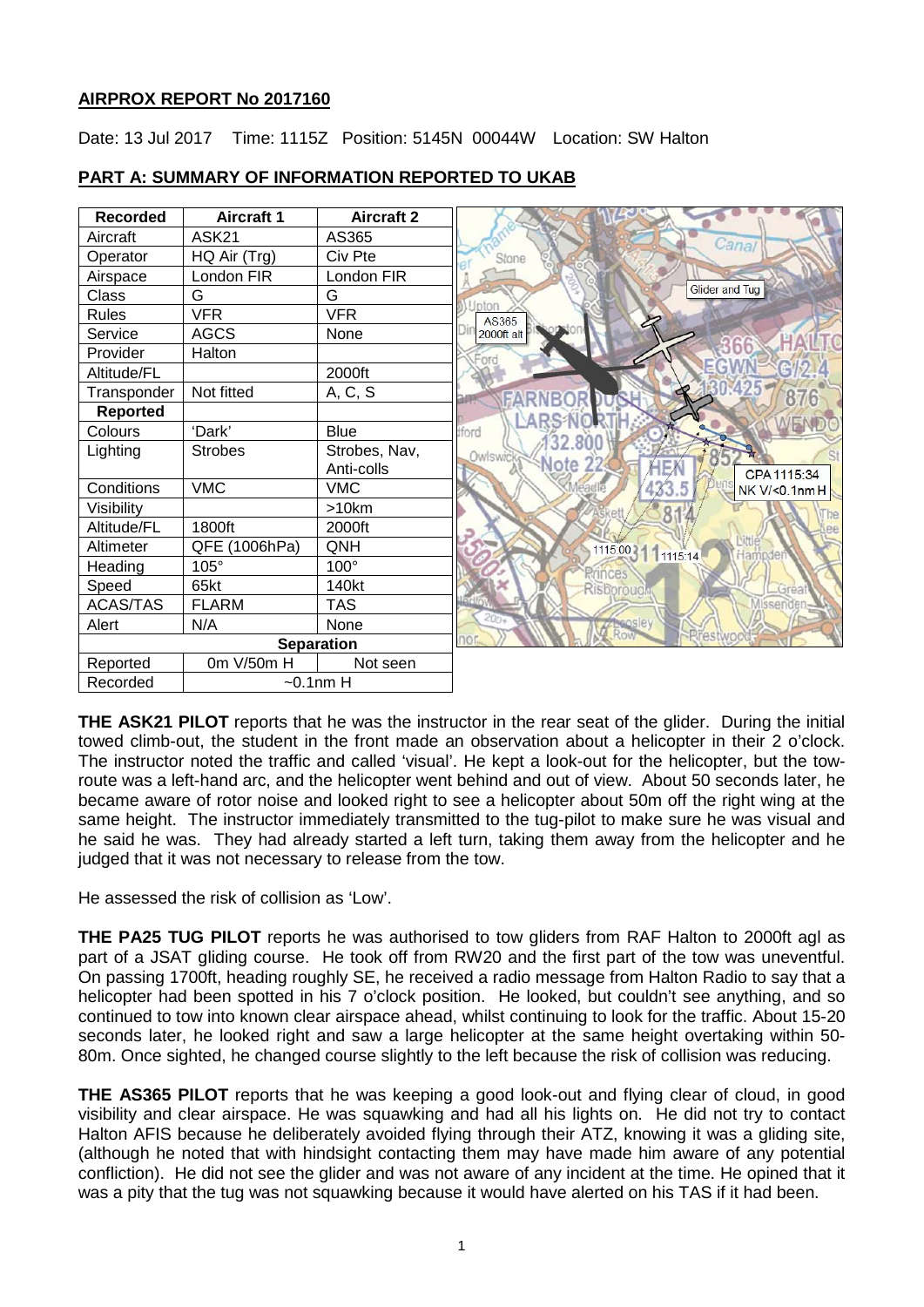## AIRPROX REPORT No 2017160

Date: 13 Jul 2017 Time: 1115Z Position: 5145N 00044W Location: SW Halton

### PART A: SUMMARY OF INFORMATION REPORTED TO UKAB

| Recorded | Aircraft 1 | Aircraft 2 |
|---|---|---|
| Aircraft | ASK21 | AS365 |
| Operator | HQ Air (Trg) | Civ Pte |
| Airspace | London FIR | London FIR |
| Class | G | G |
| Rules | VFR | VFR |
| Service | AGCS | None |
| Provider | Halton | |
| Altitude/FL | | 2000ft |
| Transponder | Not fitted | A, C, S |
| **Reported** | | |
| Colours | 'Dark' | Blue |
| Lighting | Strobes | Strobes, Nav, Anti-colls |
| Conditions | VMC | VMC |
| Visibility | | >10km |
| Altitude/FL | 1800ft | 2000ft |
| Altimeter | QFE (1006hPa) | QNH |
| Heading | 105° | 100° |
| Speed | 65kt | 140kt |
| ACAS/TAS | FLARM | TAS |
| Alert | N/A | None |
| **Separation** | | |
| Reported | 0m V/50m H | Not seen |
| Recorded | ~0.1nm H | |

Glider and Tug

AS365
2000ft alt

1115:00

1115:14

CPA 1115:34
NK V/<0.1nm H

**THE ASK21 PILOT** reports that he was the instructor in the rear seat of the glider. During the initial towed climb-out, the student in the front made an observation about a helicopter in their 2 o'clock. The instructor noted the traffic and called 'visual'. He kept a look-out for the helicopter, but the tow-route was a left-hand arc, and the helicopter went behind and out of view. About 50 seconds later, he became aware of rotor noise and looked right to see a helicopter about 50m off the right wing at the same height. The instructor immediately transmitted to the tug-pilot to make sure he was visual and he said he was. They had already started a left turn, taking them away from the helicopter and he judged that it was not necessary to release from the tow.

He assessed the risk of collision as 'Low'.

**THE PA25 TUG PILOT** reports he was authorised to tow gliders from RAF Halton to 2000ft agl as part of a JSAT gliding course. He took off from RW20 and the first part of the tow was uneventful. On passing 1700ft, heading roughly SE, he received a radio message from Halton Radio to say that a helicopter had been spotted in his 7 o'clock position. He looked, but couldn't see anything, and so continued to tow into known clear airspace ahead, whilst continuing to look for the traffic. About 15-20 seconds later, he looked right and saw a large helicopter at the same height overtaking within 50-80m. Once sighted, he changed course slightly to the left because the risk of collision was reducing.

**THE AS365 PILOT** reports that he was keeping a good look-out and flying clear of cloud, in good visibility and clear airspace. He was squawking and had all his lights on. He did not try to contact Halton AFIS because he deliberately avoided flying through their ATZ, knowing it was a gliding site, (although he noted that with hindsight contacting them may have made him aware of any potential confliction). He did not see the glider and was not aware of any incident at the time. He opined that it was a pity that the tug was not squawking because it would have alerted on his TAS if it had been.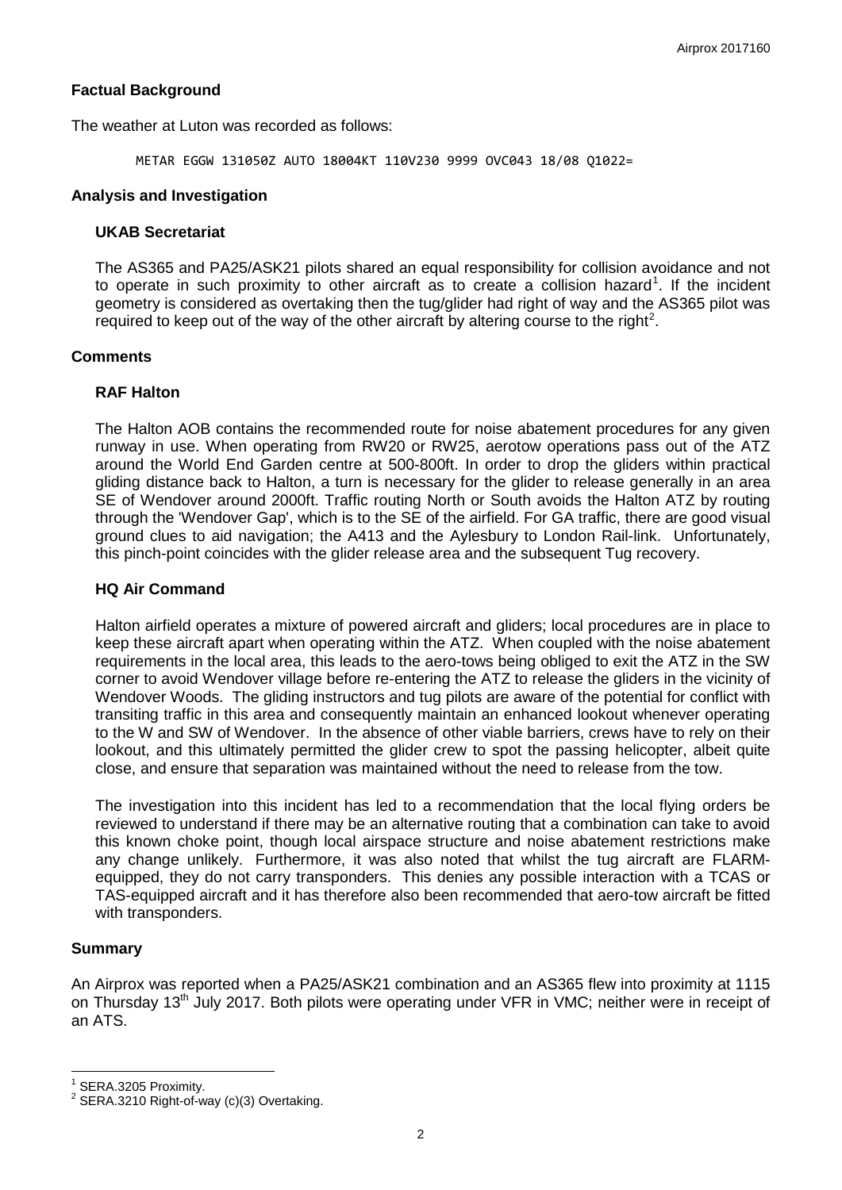## Factual Background

The weather at Luton was recorded as follows:

```
METAR EGGW 131050Z AUTO 18004KT 110V230 9999 OVC043 18/08 Q1022=
```

## Analysis and Investigation

### UKAB Secretariat

The AS365 and PA25/ASK21 pilots shared an equal responsibility for collision avoidance and not to operate in such proximity to other aircraft as to create a collision hazard[1]. If the incident geometry is considered as overtaking then the tug/glider had right of way and the AS365 pilot was required to keep out of the way of the other aircraft by altering course to the right[2].

## Comments

### RAF Halton

The Halton AOB contains the recommended route for noise abatement procedures for any given runway in use. When operating from RW20 or RW25, aerotow operations pass out of the ATZ around the World End Garden centre at 500-800ft. In order to drop the gliders within practical gliding distance back to Halton, a turn is necessary for the glider to release generally in an area SE of Wendover around 2000ft. Traffic routing North or South avoids the Halton ATZ by routing through the 'Wendover Gap', which is to the SE of the airfield. For GA traffic, there are good visual ground clues to aid navigation; the A413 and the Aylesbury to London Rail-link. Unfortunately, this pinch-point coincides with the glider release area and the subsequent Tug recovery.

### HQ Air Command

Halton airfield operates a mixture of powered aircraft and gliders; local procedures are in place to keep these aircraft apart when operating within the ATZ. When coupled with the noise abatement requirements in the local area, this leads to the aero-tows being obliged to exit the ATZ in the SW corner to avoid Wendover village before re-entering the ATZ to release the gliders in the vicinity of Wendover Woods. The gliding instructors and tug pilots are aware of the potential for conflict with transiting traffic in this area and consequently maintain an enhanced lookout whenever operating to the W and SW of Wendover. In the absence of other viable barriers, crews have to rely on their lookout, and this ultimately permitted the glider crew to spot the passing helicopter, albeit quite close, and ensure that separation was maintained without the need to release from the tow.

The investigation into this incident has led to a recommendation that the local flying orders be reviewed to understand if there may be an alternative routing that a combination can take to avoid this known choke point, though local airspace structure and noise abatement restrictions make any change unlikely. Furthermore, it was also noted that whilst the tug aircraft are FLARM-equipped, they do not carry transponders. This denies any possible interaction with a TCAS or TAS-equipped aircraft and it has therefore also been recommended that aero-tow aircraft be fitted with transponders.

## Summary

An Airprox was reported when a PA25/ASK21 combination and an AS365 flew into proximity at 1115 on Thursday 13th July 2017. Both pilots were operating under VFR in VMC; neither were in receipt of an ATS.

[1] SERA.3205 Proximity.

[2] SERA.3210 Right-of-way (c)(3) Overtaking.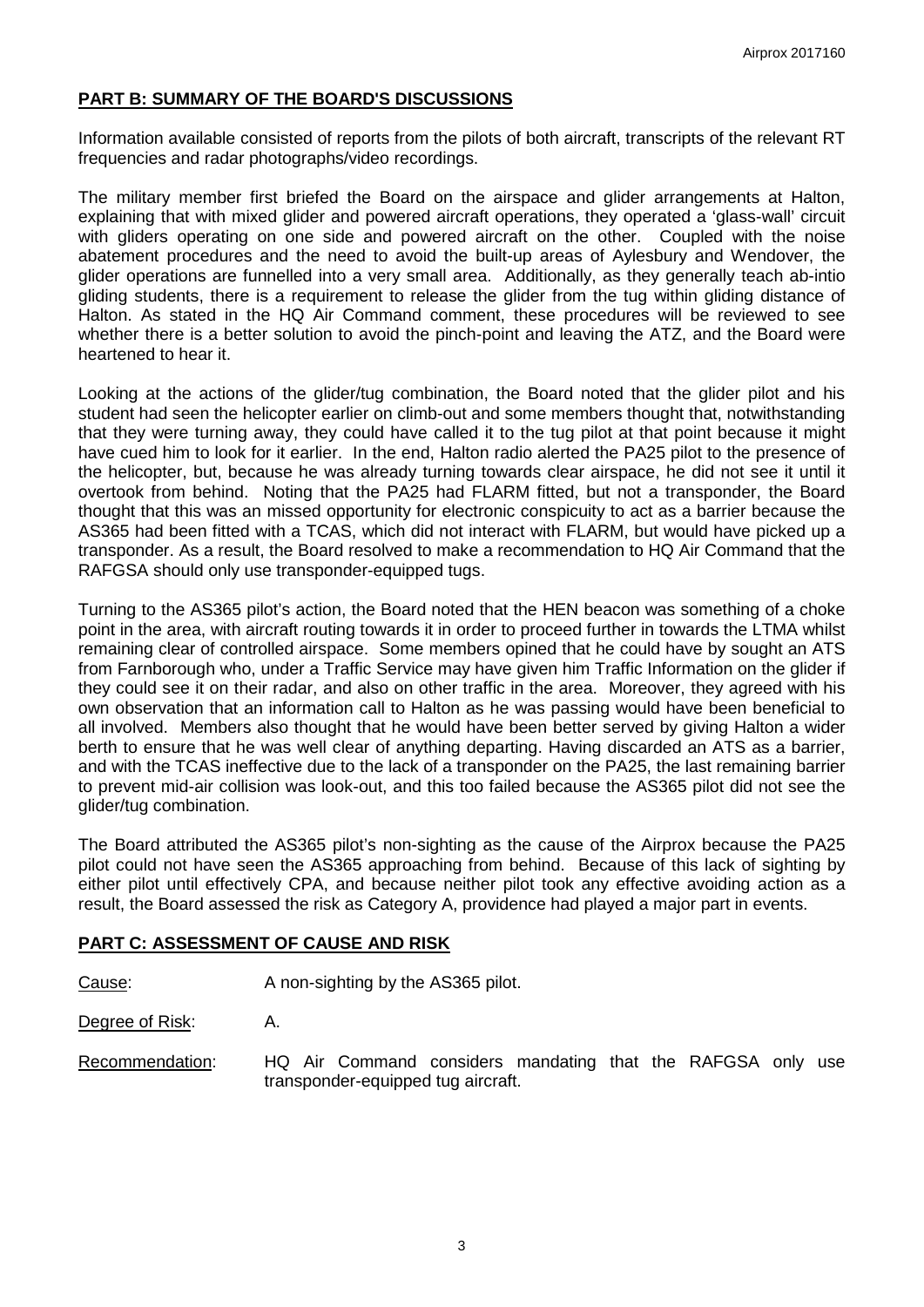## PART B: SUMMARY OF THE BOARD'S DISCUSSIONS

Information available consisted of reports from the pilots of both aircraft, transcripts of the relevant RT frequencies and radar photographs/video recordings.

The military member first briefed the Board on the airspace and glider arrangements at Halton, explaining that with mixed glider and powered aircraft operations, they operated a 'glass-wall' circuit with gliders operating on one side and powered aircraft on the other. Coupled with the noise abatement procedures and the need to avoid the built-up areas of Aylesbury and Wendover, the glider operations are funnelled into a very small area. Additionally, as they generally teach ab-intio gliding students, there is a requirement to release the glider from the tug within gliding distance of Halton. As stated in the HQ Air Command comment, these procedures will be reviewed to see whether there is a better solution to avoid the pinch-point and leaving the ATZ, and the Board were heartened to hear it.

Looking at the actions of the glider/tug combination, the Board noted that the glider pilot and his student had seen the helicopter earlier on climb-out and some members thought that, notwithstanding that they were turning away, they could have called it to the tug pilot at that point because it might have cued him to look for it earlier. In the end, Halton radio alerted the PA25 pilot to the presence of the helicopter, but, because he was already turning towards clear airspace, he did not see it until it overtook from behind. Noting that the PA25 had FLARM fitted, but not a transponder, the Board thought that this was an missed opportunity for electronic conspicuity to act as a barrier because the AS365 had been fitted with a TCAS, which did not interact with FLARM, but would have picked up a transponder. As a result, the Board resolved to make a recommendation to HQ Air Command that the RAFGSA should only use transponder-equipped tugs.

Turning to the AS365 pilot's action, the Board noted that the HEN beacon was something of a choke point in the area, with aircraft routing towards it in order to proceed further in towards the LTMA whilst remaining clear of controlled airspace. Some members opined that he could have by sought an ATS from Farnborough who, under a Traffic Service may have given him Traffic Information on the glider if they could see it on their radar, and also on other traffic in the area. Moreover, they agreed with his own observation that an information call to Halton as he was passing would have been beneficial to all involved. Members also thought that he would have been better served by giving Halton a wider berth to ensure that he was well clear of anything departing. Having discarded an ATS as a barrier, and with the TCAS ineffective due to the lack of a transponder on the PA25, the last remaining barrier to prevent mid-air collision was look-out, and this too failed because the AS365 pilot did not see the glider/tug combination.

The Board attributed the AS365 pilot's non-sighting as the cause of the Airprox because the PA25 pilot could not have seen the AS365 approaching from behind. Because of this lack of sighting by either pilot until effectively CPA, and because neither pilot took any effective avoiding action as a result, the Board assessed the risk as Category A, providence had played a major part in events.

## PART C: ASSESSMENT OF CAUSE AND RISK

Cause: A non-sighting by the AS365 pilot.

Degree of Risk: A.

Recommendation: HQ Air Command considers mandating that the RAFGSA only use transponder-equipped tug aircraft.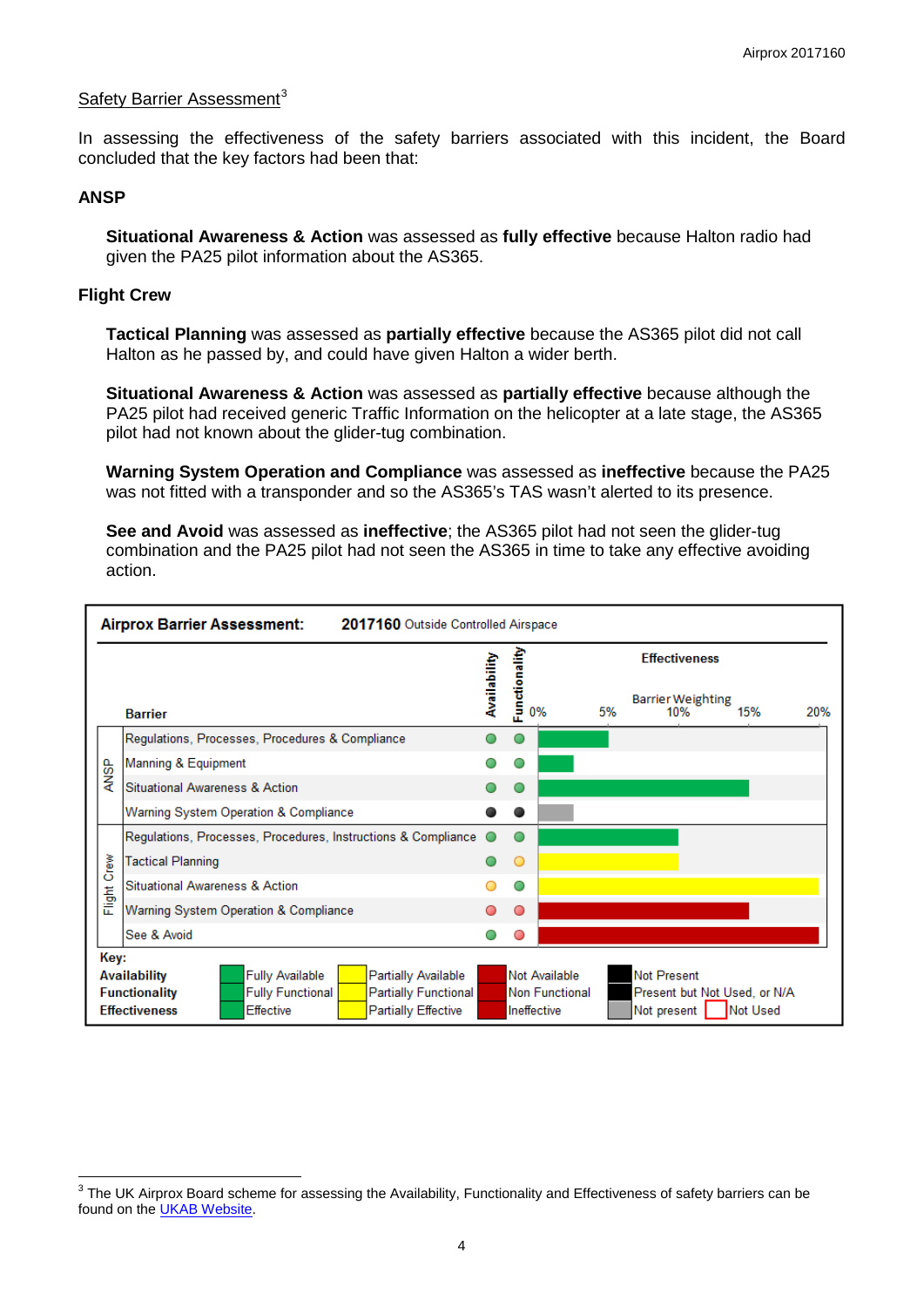Safety Barrier Assessment[3]

In assessing the effectiveness of the safety barriers associated with this incident, the Board concluded that the key factors had been that:

**ANSP**

**Situational Awareness & Action** was assessed as **fully effective** because Halton radio had given the PA25 pilot information about the AS365.

**Flight Crew**

**Tactical Planning** was assessed as **partially effective** because the AS365 pilot did not call Halton as he passed by, and could have given Halton a wider berth.

**Situational Awareness & Action** was assessed as **partially effective** because although the PA25 pilot had received generic Traffic Information on the helicopter at a late stage, the AS365 pilot had not known about the glider-tug combination.

**Warning System Operation and Compliance** was assessed as **ineffective** because the PA25 was not fitted with a transponder and so the AS365's TAS wasn't alerted to its presence.

**See and Avoid** was assessed as **ineffective**; the AS365 pilot had not seen the glider-tug combination and the PA25 pilot had not seen the AS365 in time to take any effective avoiding action.

**Airprox Barrier Assessment:** **2017160** Outside Controlled Airspace

Barrier
Availability
Functionality
Effectiveness
Barrier Weighting
0% 5% 10% 15% 20%

ANSP
Regulations, Processes, Procedures & Compliance
Manning & Equipment
Situational Awareness & Action
Warning System Operation & Compliance

Flight Crew
Regulations, Processes, Procedures, Instructions & Compliance
Tactical Planning
Situational Awareness & Action
Warning System Operation & Compliance
See & Avoid

Key:
Availability: Fully Available, Partially Available, Not Available, Not Present
Functionality: Fully Functional, Partially Functional, Non Functional, Present but Not Used, or N/A
Effectiveness: Effective, Partially Effective, Ineffective, Not present, Not Used

---

[3] The UK Airprox Board scheme for assessing the Availability, Functionality and Effectiveness of safety barriers can be found on the UKAB Website.